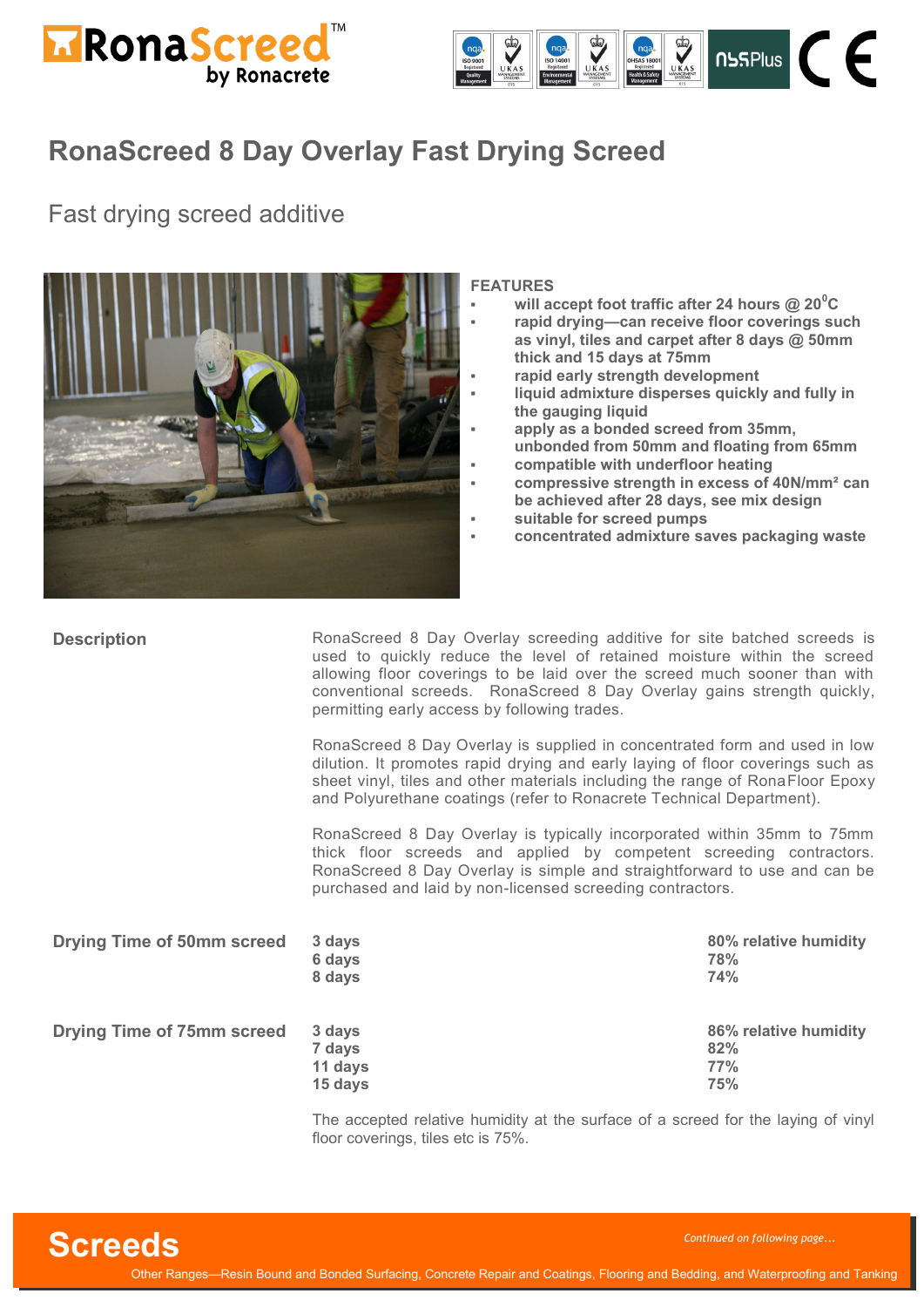# RonaScreed 8 Day Overlay Fast Drying Screed

## Fast drying screed additive

**FEATURES**

- **will accept foot traffic after 24 hours @ 20$^0$C**
- **rapid drying—can receive floor coverings such as vinyl, tiles and carpet after 8 days @ 50mm thick and 15 days at 75mm**
- **rapid early strength development**
- **liquid admixture disperses quickly and fully in the gauging liquid**
- **apply as a bonded screed from 35mm, unbonded from 50mm and floating from 65mm**
- **compatible with underfloor heating**
- **compressive strength in excess of 40N/mm² can be achieved after 28 days, see mix design**
- **suitable for screed pumps**
- **concentrated admixture saves packaging waste**

### Description

RonaScreed 8 Day Overlay screeding additive for site batched screeds is used to quickly reduce the level of retained moisture within the screed allowing floor coverings to be laid over the screed much sooner than with conventional screeds. RonaScreed 8 Day Overlay gains strength quickly, permitting early access by following trades.

RonaScreed 8 Day Overlay is supplied in concentrated form and used in low dilution. It promotes rapid drying and early laying of floor coverings such as sheet vinyl, tiles and other materials including the range of RonaFloor Epoxy and Polyurethane coatings (refer to Ronacrete Technical Department).

RonaScreed 8 Day Overlay is typically incorporated within 35mm to 75mm thick floor screeds and applied by competent screeding contractors. RonaScreed 8 Day Overlay is simple and straightforward to use and can be purchased and laid by non-licensed screeding contractors.

### Drying Time of 50mm screed

| Time | Relative humidity |
|---|---|
| 3 days | 80% relative humidity |
| 6 days | 78% |
| 8 days | 74% |

### Drying Time of 75mm screed

| Time | Relative humidity |
|---|---|
| 3 days | 86% relative humidity |
| 7 days | 82% |
| 11 days | 77% |
| 15 days | 75% |

The accepted relative humidity at the surface of a screed for the laying of vinyl floor coverings, tiles etc is 75%.

*Continued on following page…*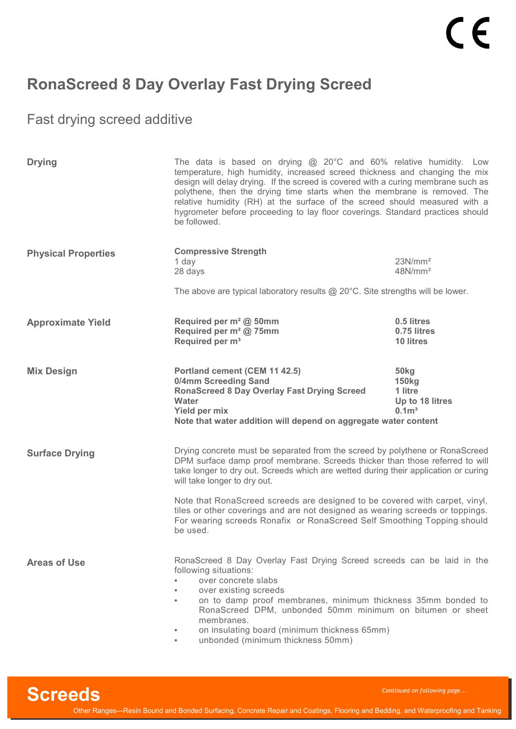# RonaScreed 8 Day Overlay Fast Drying Screed

## Fast drying screed additive

**Drying**

The data is based on drying @ 20°C and 60% relative humidity. Low temperature, high humidity, increased screed thickness and changing the mix design will delay drying. If the screed is covered with a curing membrane such as polythene, then the drying time starts when the membrane is removed. The relative humidity (RH) at the surface of the screed should measured with a hygrometer before proceeding to lay floor coverings. Standard practices should be followed.

**Physical Properties**

| **Compressive Strength** | |
|---|---|
| 1 day | 23N/mm² |
| 28 days | 48N/mm² |

The above are typical laboratory results @ 20°C. Site strengths will be lower.

**Approximate Yield**

| | |
|---|---|
| **Required per m² @ 50mm** | **0.5 litres** |
| **Required per m² @ 75mm** | **0.75 litres** |
| **Required per m³** | **10 litres** |

**Mix Design**

| | |
|---|---|
| **Portland cement (CEM 11 42.5)** | **50kg** |
| **0/4mm Screeding Sand** | **150kg** |
| **RonaScreed 8 Day Overlay Fast Drying Screed** | **1 litre** |
| **Water** | **Up to 18 litres** |
| **Yield per mix** | **0.1m³** |

**Note that water addition will depend on aggregate water content**

**Surface Drying**

Drying concrete must be separated from the screed by polythene or RonaScreed DPM surface damp proof membrane. Screeds thicker than those referred to will take longer to dry out. Screeds which are wetted during their application or curing will take longer to dry out.

Note that RonaScreed screeds are designed to be covered with carpet, vinyl, tiles or other coverings and are not designed as wearing screeds or toppings. For wearing screeds Ronafix or RonaScreed Self Smoothing Topping should be used.

**Areas of Use**

RonaScreed 8 Day Overlay Fast Drying Screed screeds can be laid in the following situations:

- over concrete slabs
- over existing screeds
- on to damp proof membranes, minimum thickness 35mm bonded to RonaScreed DPM, unbonded 50mm minimum on bitumen or sheet membranes.
- on insulating board (minimum thickness 65mm)
- unbonded (minimum thickness 50mm)

*Continued on following page…*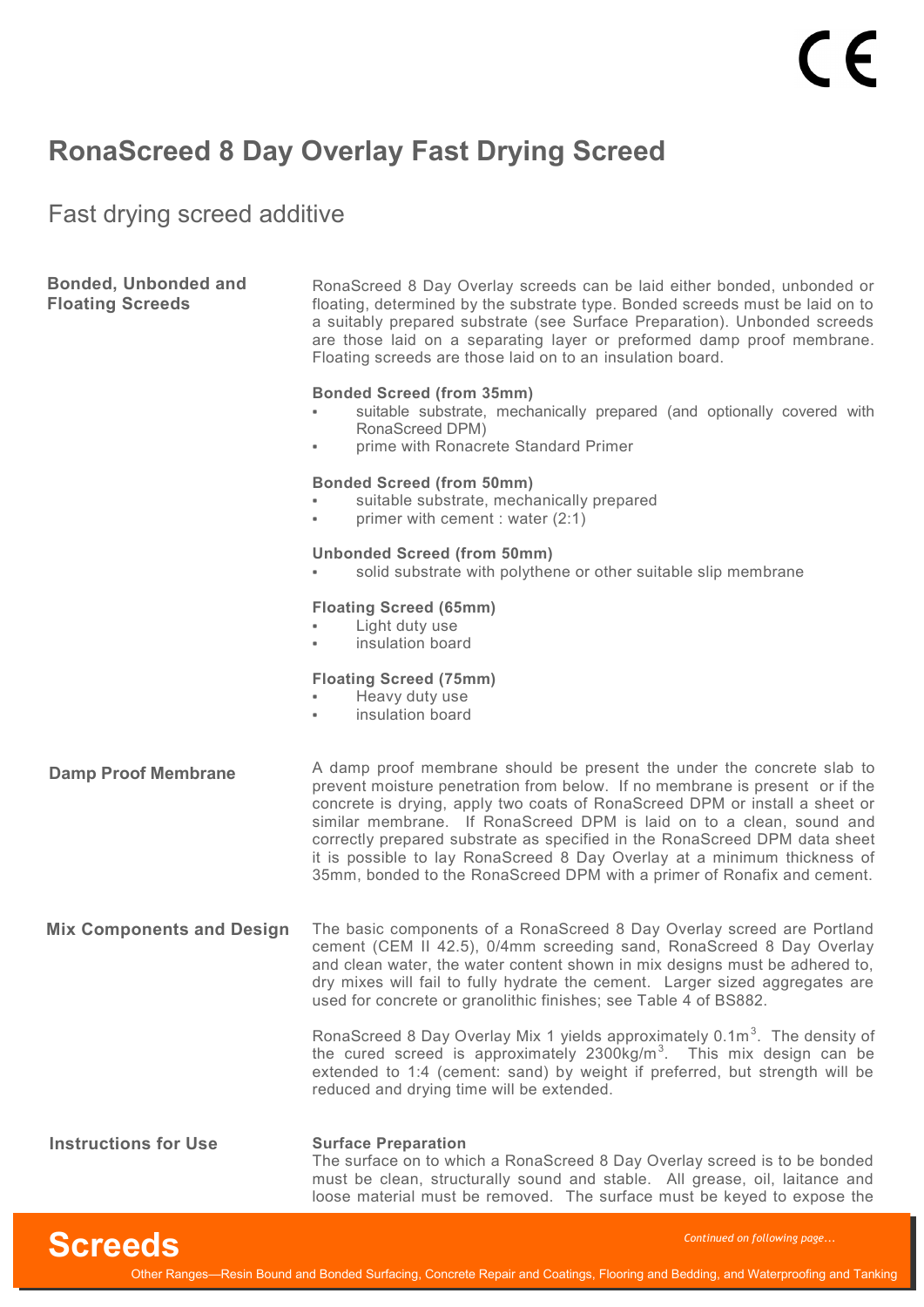# RonaScreed 8 Day Overlay Fast Drying Screed

## Fast drying screed additive

### Bonded, Unbonded and Floating Screeds

RonaScreed 8 Day Overlay screeds can be laid either bonded, unbonded or floating, determined by the substrate type. Bonded screeds must be laid on to a suitably prepared substrate (see Surface Preparation). Unbonded screeds are those laid on a separating layer or preformed damp proof membrane. Floating screeds are those laid on to an insulation board.

**Bonded Screed (from 35mm)**
- suitable substrate, mechanically prepared (and optionally covered with RonaScreed DPM)
- prime with Ronacrete Standard Primer

**Bonded Screed (from 50mm)**
- suitable substrate, mechanically prepared
- primer with cement : water (2:1)

**Unbonded Screed (from 50mm)**
- solid substrate with polythene or other suitable slip membrane

**Floating Screed (65mm)**
- Light duty use
- insulation board

**Floating Screed (75mm)**
- Heavy duty use
- insulation board

### Damp Proof Membrane

A damp proof membrane should be present the under the concrete slab to prevent moisture penetration from below. If no membrane is present or if the concrete is drying, apply two coats of RonaScreed DPM or install a sheet or similar membrane. If RonaScreed DPM is laid on to a clean, sound and correctly prepared substrate as specified in the RonaScreed DPM data sheet it is possible to lay RonaScreed 8 Day Overlay at a minimum thickness of 35mm, bonded to the RonaScreed DPM with a primer of Ronafix and cement.

### Mix Components and Design

The basic components of a RonaScreed 8 Day Overlay screed are Portland cement (CEM II 42.5), 0/4mm screeding sand, RonaScreed 8 Day Overlay and clean water, the water content shown in mix designs must be adhered to, dry mixes will fail to fully hydrate the cement. Larger sized aggregates are used for concrete or granolithic finishes; see Table 4 of BS882.

RonaScreed 8 Day Overlay Mix 1 yields approximately 0.1m$^3$. The density of the cured screed is approximately 2300kg/m$^3$. This mix design can be extended to 1:4 (cement: sand) by weight if preferred, but strength will be reduced and drying time will be extended.

### Instructions for Use

**Surface Preparation**
The surface on to which a RonaScreed 8 Day Overlay screed is to be bonded must be clean, structurally sound and stable. All grease, oil, laitance and loose material must be removed. The surface must be keyed to expose the

*Continued on following page…*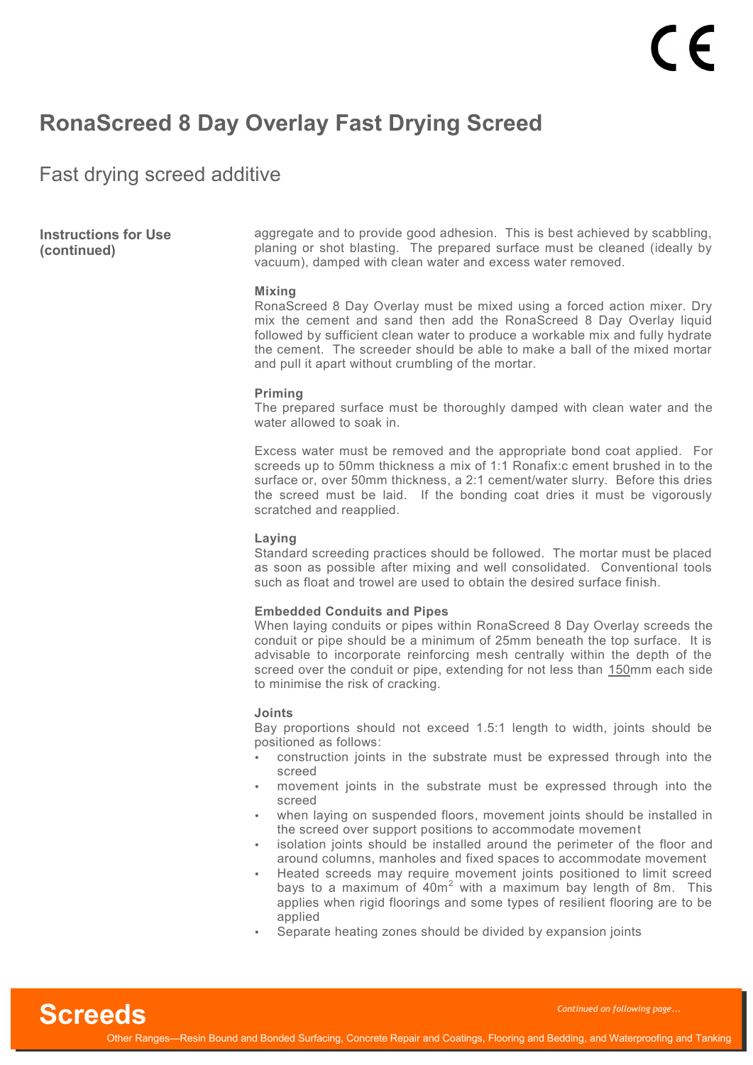# RonaScreed 8 Day Overlay Fast Drying Screed

## Fast drying screed additive

**Instructions for Use (continued)**

aggregate and to provide good adhesion. This is best achieved by scabbling, planing or shot blasting. The prepared surface must be cleaned (ideally by vacuum), damped with clean water and excess water removed.

### Mixing

RonaScreed 8 Day Overlay must be mixed using a forced action mixer. Dry mix the cement and sand then add the RonaScreed 8 Day Overlay liquid followed by sufficient clean water to produce a workable mix and fully hydrate the cement. The screeder should be able to make a ball of the mixed mortar and pull it apart without crumbling of the mortar.

### Priming

The prepared surface must be thoroughly damped with clean water and the water allowed to soak in.

Excess water must be removed and the appropriate bond coat applied. For screeds up to 50mm thickness a mix of 1:1 Ronafix:c ement brushed in to the surface or, over 50mm thickness, a 2:1 cement/water slurry. Before this dries the screed must be laid. If the bonding coat dries it must be vigorously scratched and reapplied.

### Laying

Standard screeding practices should be followed. The mortar must be placed as soon as possible after mixing and well consolidated. Conventional tools such as float and trowel are used to obtain the desired surface finish.

### Embedded Conduits and Pipes

When laying conduits or pipes within RonaScreed 8 Day Overlay screeds the conduit or pipe should be a minimum of 25mm beneath the top surface. It is advisable to incorporate reinforcing mesh centrally within the depth of the screed over the conduit or pipe, extending for not less than 150mm each side to minimise the risk of cracking.

### Joints

Bay proportions should not exceed 1.5:1 length to width, joints should be positioned as follows:

- construction joints in the substrate must be expressed through into the screed
- movement joints in the substrate must be expressed through into the screed
- when laying on suspended floors, movement joints should be installed in the screed over support positions to accommodate movement
- isolation joints should be installed around the perimeter of the floor and around columns, manholes and fixed spaces to accommodate movement
- Heated screeds may require movement joints positioned to limit screed bays to a maximum of 40m$^2$ with a maximum bay length of 8m. This applies when rigid floorings and some types of resilient flooring are to be applied
- Separate heating zones should be divided by expansion joints

*Continued on following page…*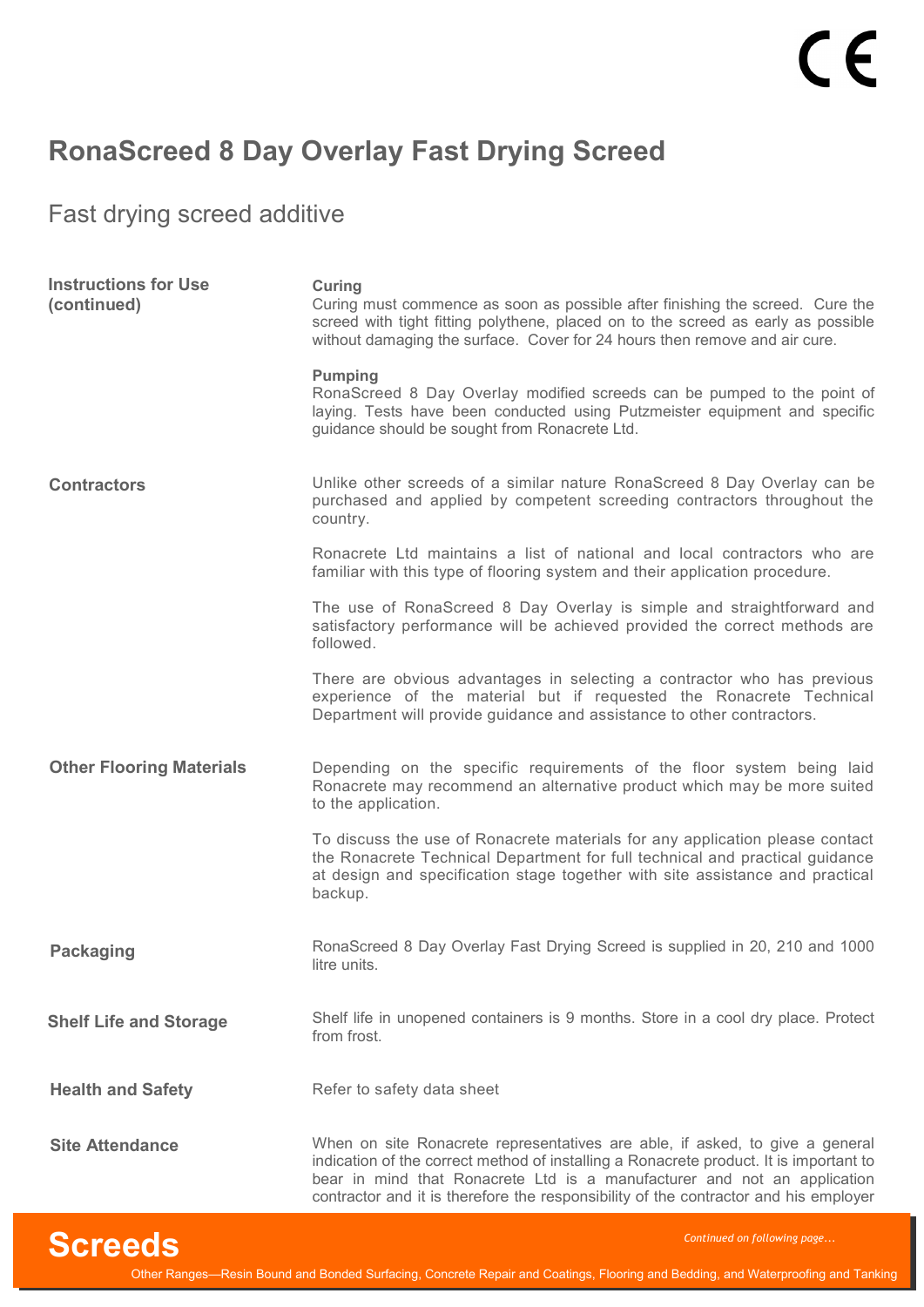# RonaScreed 8 Day Overlay Fast Drying Screed

## Fast drying screed additive

### Instructions for Use (continued)

**Curing**

Curing must commence as soon as possible after finishing the screed. Cure the screed with tight fitting polythene, placed on to the screed as early as possible without damaging the surface. Cover for 24 hours then remove and air cure.

**Pumping**

RonaScreed 8 Day Overlay modified screeds can be pumped to the point of laying. Tests have been conducted using Putzmeister equipment and specific guidance should be sought from Ronacrete Ltd.

### Contractors

Unlike other screeds of a similar nature RonaScreed 8 Day Overlay can be purchased and applied by competent screeding contractors throughout the country.

Ronacrete Ltd maintains a list of national and local contractors who are familiar with this type of flooring system and their application procedure.

The use of RonaScreed 8 Day Overlay is simple and straightforward and satisfactory performance will be achieved provided the correct methods are followed.

There are obvious advantages in selecting a contractor who has previous experience of the material but if requested the Ronacrete Technical Department will provide guidance and assistance to other contractors.

### Other Flooring Materials

Depending on the specific requirements of the floor system being laid Ronacrete may recommend an alternative product which may be more suited to the application.

To discuss the use of Ronacrete materials for any application please contact the Ronacrete Technical Department for full technical and practical guidance at design and specification stage together with site assistance and practical backup.

### Packaging

RonaScreed 8 Day Overlay Fast Drying Screed is supplied in 20, 210 and 1000 litre units.

### Shelf Life and Storage

Shelf life in unopened containers is 9 months. Store in a cool dry place. Protect from frost.

### Health and Safety

Refer to safety data sheet

### Site Attendance

When on site Ronacrete representatives are able, if asked, to give a general indication of the correct method of installing a Ronacrete product. It is important to bear in mind that Ronacrete Ltd is a manufacturer and not an application contractor and it is therefore the responsibility of the contractor and his employer

*Continued on following page…*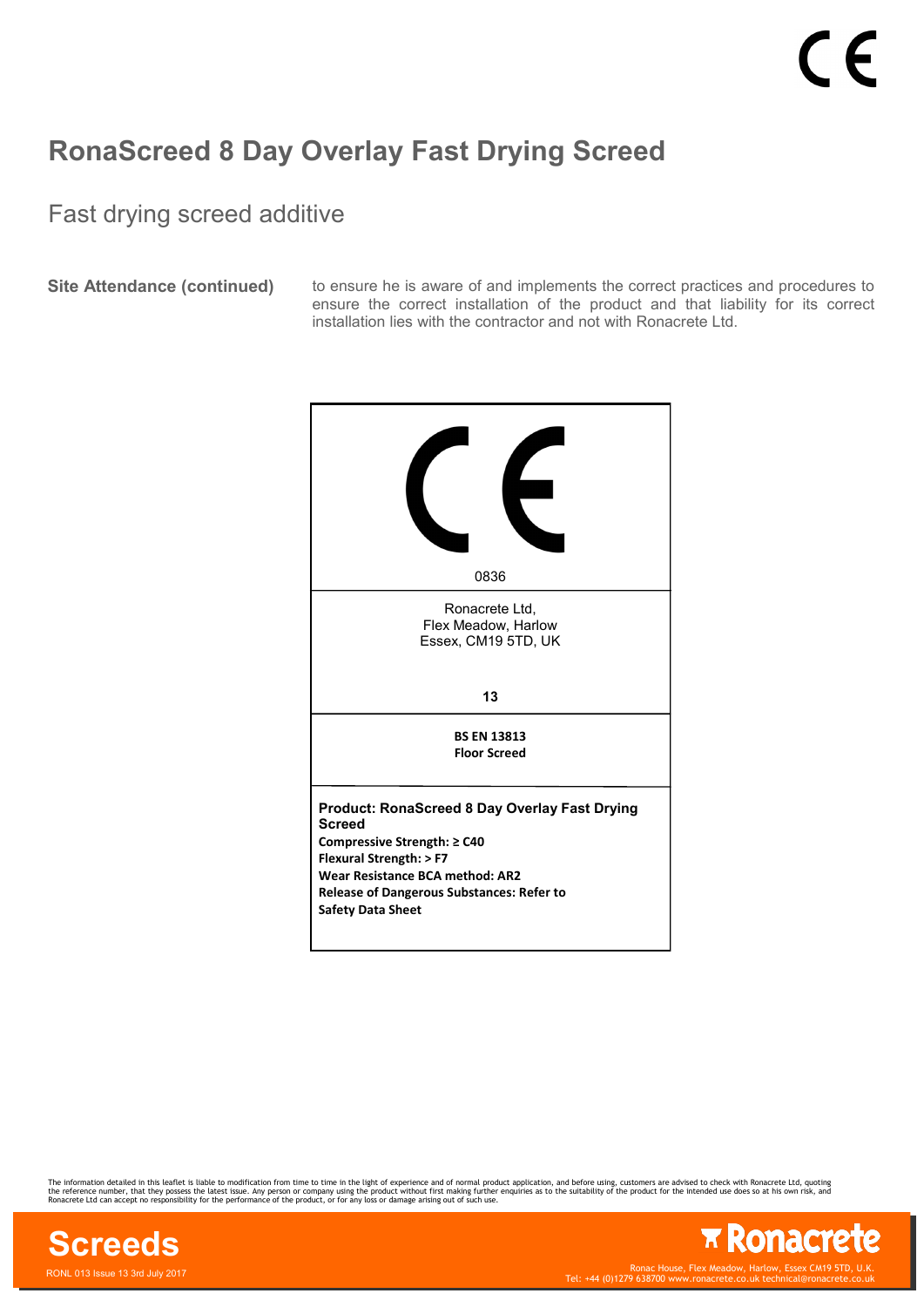# RonaScreed 8 Day Overlay Fast Drying Screed

## Fast drying screed additive

**Site Attendance (continued)**

to ensure he is aware of and implements the correct practices and procedures to ensure the correct installation of the product and that liability for its correct installation lies with the contractor and not with Ronacrete Ltd.

CE

0836

Ronacrete Ltd,
Flex Meadow, Harlow
Essex, CM19 5TD, UK

**13**

**BS EN 13813**
**Floor Screed**

**Product: RonaScreed 8 Day Overlay Fast Drying Screed**
**Compressive Strength: ≥ C40**
**Flexural Strength: > F7**
**Wear Resistance BCA method: AR2**
**Release of Dangerous Substances: Refer to Safety Data Sheet**

The information detailed in this leaflet is liable to modification from time to time in the light of experience and of normal product application, and before using, customers are advised to check with Ronacrete Ltd, quoting the reference number, that they possess the latest issue. Any person or company using the product without first making further enquiries as to the suitability of the product for the intended use does so at his own risk, and Ronacrete Ltd can accept no responsibility for the performance of the product, or for any loss or damage arising out of such use.

**Screeds**

RONL 013 Issue 13 3rd July 2017

Ronacrete

Ronac House, Flex Meadow, Harlow, Essex CM19 5TD, U.K.
Tel: +44 (0)1279 638700 www.ronacrete.co.uk technical@ronacrete.co.uk